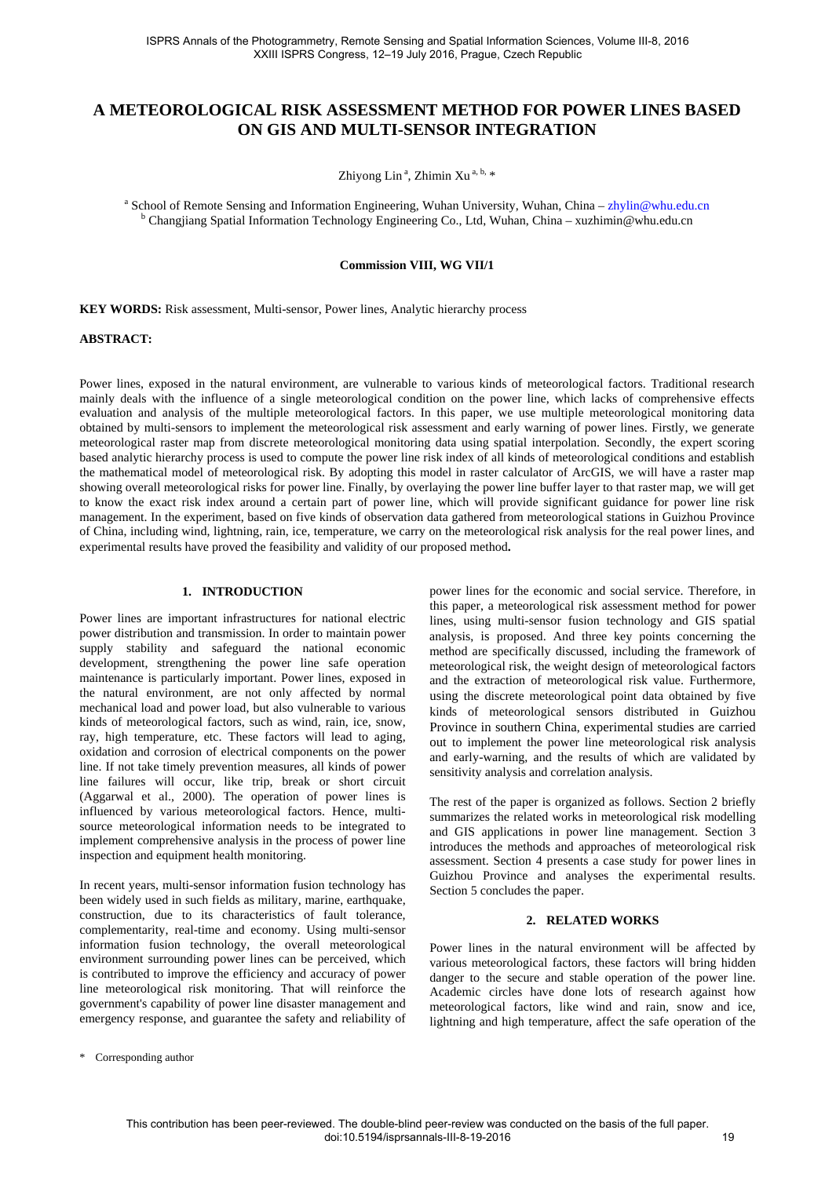# A METEOROLOGICAL RISK ASSESSMENT METHOD FOR POWER LINES BASED ON GIS AND MULTI-SENSOR INTEGRATION

Zhiyong Lin [a], Zhimin Xu [a, b, *]

[a] School of Remote Sensing and Information Engineering, Wuhan University, Wuhan, China – zhylin@whu.edu.cn
[b] Changjiang Spatial Information Technology Engineering Co., Ltd, Wuhan, China – xuzhimin@whu.edu.cn

**Commission VIII, WG VII/1**

**KEY WORDS:** Risk assessment, Multi-sensor, Power lines, Analytic hierarchy process

**ABSTRACT:**

Power lines, exposed in the natural environment, are vulnerable to various kinds of meteorological factors. Traditional research mainly deals with the influence of a single meteorological condition on the power line, which lacks of comprehensive effects evaluation and analysis of the multiple meteorological factors. In this paper, we use multiple meteorological monitoring data obtained by multi-sensors to implement the meteorological risk assessment and early warning of power lines. Firstly, we generate meteorological raster map from discrete meteorological monitoring data using spatial interpolation. Secondly, the expert scoring based analytic hierarchy process is used to compute the power line risk index of all kinds of meteorological conditions and establish the mathematical model of meteorological risk. By adopting this model in raster calculator of ArcGIS, we will have a raster map showing overall meteorological risks for power line. Finally, by overlaying the power line buffer layer to that raster map, we will get to know the exact risk index around a certain part of power line, which will provide significant guidance for power line risk management. In the experiment, based on five kinds of observation data gathered from meteorological stations in Guizhou Province of China, including wind, lightning, rain, ice, temperature, we carry on the meteorological risk analysis for the real power lines, and experimental results have proved the feasibility and validity of our proposed method**.**

## 1. INTRODUCTION

Power lines are important infrastructures for national electric power distribution and transmission. In order to maintain power supply stability and safeguard the national economic development, strengthening the power line safe operation maintenance is particularly important. Power lines, exposed in the natural environment, are not only affected by normal mechanical load and power load, but also vulnerable to various kinds of meteorological factors, such as wind, rain, ice, snow, ray, high temperature, etc. These factors will lead to aging, oxidation and corrosion of electrical components on the power line. If not take timely prevention measures, all kinds of power line failures will occur, like trip, break or short circuit (Aggarwal et al., 2000). The operation of power lines is influenced by various meteorological factors. Hence, multi-source meteorological information needs to be integrated to implement comprehensive analysis in the process of power line inspection and equipment health monitoring.

In recent years, multi-sensor information fusion technology has been widely used in such fields as military, marine, earthquake, construction, due to its characteristics of fault tolerance, complementarity, real-time and economy. Using multi-sensor information fusion technology, the overall meteorological environment surrounding power lines can be perceived, which is contributed to improve the efficiency and accuracy of power line meteorological risk monitoring. That will reinforce the government's capability of power line disaster management and emergency response, and guarantee the safety and reliability of power lines for the economic and social service. Therefore, in this paper, a meteorological risk assessment method for power lines, using multi-sensor fusion technology and GIS spatial analysis, is proposed. And three key points concerning the method are specifically discussed, including the framework of meteorological risk, the weight design of meteorological factors and the extraction of meteorological risk value. Furthermore, using the discrete meteorological point data obtained by five kinds of meteorological sensors distributed in Guizhou Province in southern China, experimental studies are carried out to implement the power line meteorological risk analysis and early-warning, and the results of which are validated by sensitivity analysis and correlation analysis.

The rest of the paper is organized as follows. Section 2 briefly summarizes the related works in meteorological risk modelling and GIS applications in power line management. Section 3 introduces the methods and approaches of meteorological risk assessment. Section 4 presents a case study for power lines in Guizhou Province and analyses the experimental results. Section 5 concludes the paper.

## 2. RELATED WORKS

Power lines in the natural environment will be affected by various meteorological factors, these factors will bring hidden danger to the secure and stable operation of the power line. Academic circles have done lots of research against how meteorological factors, like wind and rain, snow and ice, lightning and high temperature, affect the safe operation of the

\* Corresponding author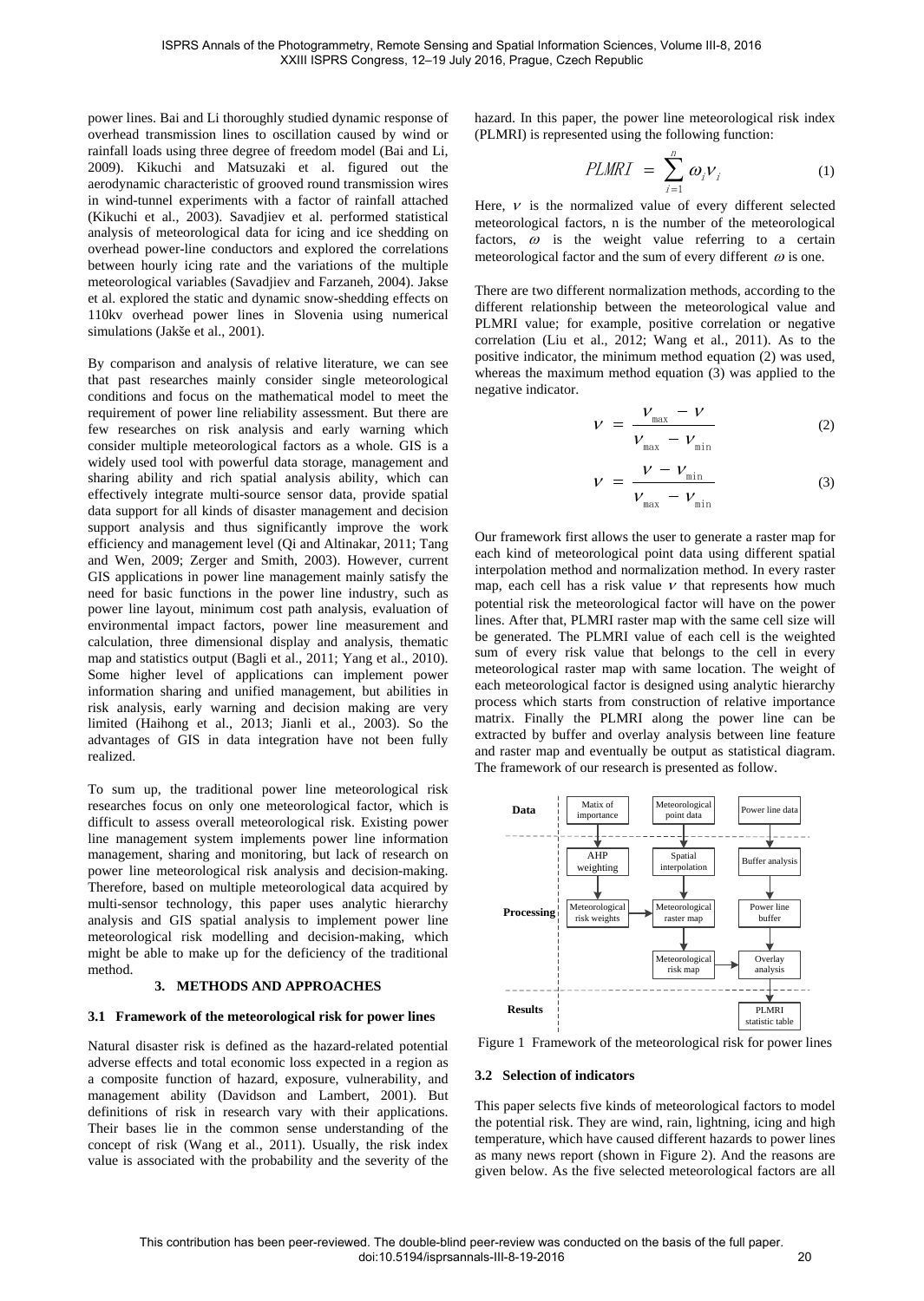power lines. Bai and Li thoroughly studied dynamic response of overhead transmission lines to oscillation caused by wind or rainfall loads using three degree of freedom model (Bai and Li, 2009). Kikuchi and Matsuzaki et al. figured out the aerodynamic characteristic of grooved round transmission wires in wind-tunnel experiments with a factor of rainfall attached (Kikuchi et al., 2003). Savadjiev et al. performed statistical analysis of meteorological data for icing and ice shedding on overhead power-line conductors and explored the correlations between hourly icing rate and the variations of the multiple meteorological variables (Savadjiev and Farzaneh, 2004). Jakse et al. explored the static and dynamic snow-shedding effects on 110kv overhead power lines in Slovenia using numerical simulations (Jakše et al., 2001).

By comparison and analysis of relative literature, we can see that past researches mainly consider single meteorological conditions and focus on the mathematical model to meet the requirement of power line reliability assessment. But there are few researches on risk analysis and early warning which consider multiple meteorological factors as a whole. GIS is a widely used tool with powerful data storage, management and sharing ability and rich spatial analysis ability, which can effectively integrate multi-source sensor data, provide spatial data support for all kinds of disaster management and decision support analysis and thus significantly improve the work efficiency and management level (Qi and Altinakar, 2011; Tang and Wen, 2009; Zerger and Smith, 2003). However, current GIS applications in power line management mainly satisfy the need for basic functions in the power line industry, such as power line layout, minimum cost path analysis, evaluation of environmental impact factors, power line measurement and calculation, three dimensional display and analysis, thematic map and statistics output (Bagli et al., 2011; Yang et al., 2010). Some higher level of applications can implement power information sharing and unified management, but abilities in risk analysis, early warning and decision making are very limited (Haihong et al., 2013; Jianli et al., 2003). So the advantages of GIS in data integration have not been fully realized.

To sum up, the traditional power line meteorological risk researches focus on only one meteorological factor, which is difficult to assess overall meteorological risk. Existing power line management system implements power line information management, sharing and monitoring, but lack of research on power line meteorological risk analysis and decision-making. Therefore, based on multiple meteorological data acquired by multi-sensor technology, this paper uses analytic hierarchy analysis and GIS spatial analysis to implement power line meteorological risk modelling and decision-making, which might be able to make up for the deficiency of the traditional method.

## 3. METHODS AND APPROACHES

### 3.1 Framework of the meteorological risk for power lines

Natural disaster risk is defined as the hazard-related potential adverse effects and total economic loss expected in a region as a composite function of hazard, exposure, vulnerability, and management ability (Davidson and Lambert, 2001). But definitions of risk in research vary with their applications. Their bases lie in the common sense understanding of the concept of risk (Wang et al., 2011). Usually, the risk index value is associated with the probability and the severity of the hazard. In this paper, the power line meteorological risk index (PLMRI) is represented using the following function:

$$PLMRI = \sum_{i=1}^{n} \omega_i v_i \tag{1}$$

Here, $v$ is the normalized value of every different selected meteorological factors, n is the number of the meteorological factors, $\omega$ is the weight value referring to a certain meteorological factor and the sum of every different $\omega$ is one.

There are two different normalization methods, according to the different relationship between the meteorological value and PLMRI value; for example, positive correlation or negative correlation (Liu et al., 2012; Wang et al., 2011). As to the positive indicator, the minimum method equation (2) was used, whereas the maximum method equation (3) was applied to the negative indicator.

$$v = \frac{v_{max} - v}{v_{max} - v_{min}} \tag{2}$$

$$v = \frac{v - v_{min}}{v_{max} - v_{min}} \tag{3}$$

Our framework first allows the user to generate a raster map for each kind of meteorological point data using different spatial interpolation method and normalization method. In every raster map, each cell has a risk value $v$ that represents how much potential risk the meteorological factor will have on the power lines. After that, PLMRI raster map with the same cell size will be generated. The PLMRI value of each cell is the weighted sum of every risk value that belongs to the cell in every meteorological raster map with same location. The weight of each meteorological factor is designed using analytic hierarchy process which starts from construction of relative importance matrix. Finally the PLMRI along the power line can be extracted by buffer and overlay analysis between line feature and raster map and eventually be output as statistical diagram. The framework of our research is presented as follow.

Data: Matix of importance | Meteorological point data | Power line data

Processing: AHP weighting → Meteorological risk weights; Spatial interpolation → Meteorological raster map → Meteorological risk map; Buffer analysis → Power line buffer → Overlay analysis

Results: PLMRI statistic table

Figure 1 Framework of the meteorological risk for power lines

### 3.2 Selection of indicators

This paper selects five kinds of meteorological factors to model the potential risk. They are wind, rain, lightning, icing and high temperature, which have caused different hazards to power lines as many news report (shown in Figure 2). And the reasons are given below. As the five selected meteorological factors are all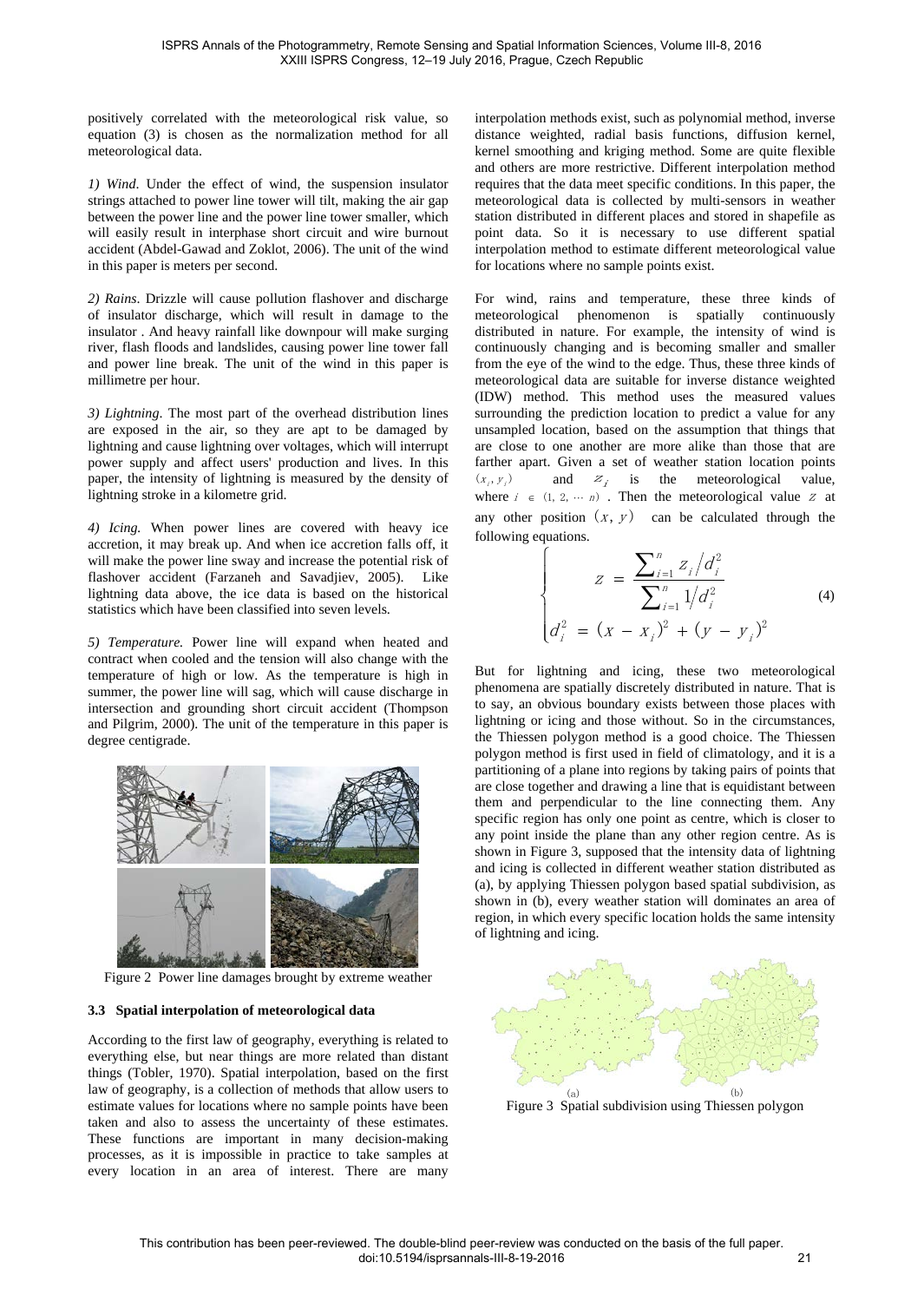positively correlated with the meteorological risk value, so equation (3) is chosen as the normalization method for all meteorological data.

*1) Wind*. Under the effect of wind, the suspension insulator strings attached to power line tower will tilt, making the air gap between the power line and the power line tower smaller, which will easily result in interphase short circuit and wire burnout accident (Abdel-Gawad and Zoklot, 2006). The unit of the wind in this paper is meters per second.

*2) Rains*. Drizzle will cause pollution flashover and discharge of insulator discharge, which will result in damage to the insulator . And heavy rainfall like downpour will make surging river, flash floods and landslides, causing power line tower fall and power line break. The unit of the wind in this paper is millimetre per hour.

*3) Lightning*. The most part of the overhead distribution lines are exposed in the air, so they are apt to be damaged by lightning and cause lightning over voltages, which will interrupt power supply and affect users' production and lives. In this paper, the intensity of lightning is measured by the density of lightning stroke in a kilometre grid.

*4) Icing.* When power lines are covered with heavy ice accretion, it may break up. And when ice accretion falls off, it will make the power line sway and increase the potential risk of flashover accident (Farzaneh and Savadjiev, 2005). Like lightning data above, the ice data is based on the historical statistics which have been classified into seven levels.

*5) Temperature.* Power line will expand when heated and contract when cooled and the tension will also change with the temperature of high or low. As the temperature is high in summer, the power line will sag, which will cause discharge in intersection and grounding short circuit accident (Thompson and Pilgrim, 2000). The unit of the temperature in this paper is degree centigrade.

Figure 2 Power line damages brought by extreme weather

### 3.3 Spatial interpolation of meteorological data

According to the first law of geography, everything is related to everything else, but near things are more related than distant things (Tobler, 1970). Spatial interpolation, based on the first law of geography, is a collection of methods that allow users to estimate values for locations where no sample points have been taken and also to assess the uncertainty of these estimates. These functions are important in many decision-making processes, as it is impossible in practice to take samples at every location in an area of interest. There are many interpolation methods exist, such as polynomial method, inverse distance weighted, radial basis functions, diffusion kernel, kernel smoothing and kriging method. Some are quite flexible and others are more restrictive. Different interpolation method requires that the data meet specific conditions. In this paper, the meteorological data is collected by multi-sensors in weather station distributed in different places and stored in shapefile as point data. So it is necessary to use different spatial interpolation method to estimate different meteorological value for locations where no sample points exist.

For wind, rains and temperature, these three kinds of meteorological phenomenon is spatially continuously distributed in nature. For example, the intensity of wind is continuously changing and is becoming smaller and smaller from the eye of the wind to the edge. Thus, these three kinds of meteorological data are suitable for inverse distance weighted (IDW) method. This method uses the measured values surrounding the prediction location to predict a value for any unsampled location, based on the assumption that things that are close to one another are more alike than those that are farther apart. Given a set of weather station location points $(x_i, y_i)$ and $z_i$ is the meteorological value, where $i \in (1, 2, \cdots n)$ . Then the meteorological value $z$ at any other position $(x, y)$ can be calculated through the following equations.

$$\begin{cases} z = \dfrac{\sum_{i=1}^{n} z_i / d_i^2}{\sum_{i=1}^{n} 1 / d_i^2} \\ d_i^2 = (x - x_i)^2 + (y - y_i)^2 \end{cases} \tag{4}$$

But for lightning and icing, these two meteorological phenomena are spatially discretely distributed in nature. That is to say, an obvious boundary exists between those places with lightning or icing and those without. So in the circumstances, the Thiessen polygon method is a good choice. The Thiessen polygon method is first used in field of climatology, and it is a partitioning of a plane into regions by taking pairs of points that are close together and drawing a line that is equidistant between them and perpendicular to the line connecting them. Any specific region has only one point as centre, which is closer to any point inside the plane than any other region centre. As is shown in Figure 3, supposed that the intensity data of lightning and icing is collected in different weather station distributed as (a), by applying Thiessen polygon based spatial subdivision, as shown in (b), every weather station will dominates an area of region, in which every specific location holds the same intensity of lightning and icing.

Figure 3 Spatial subdivision using Thiessen polygon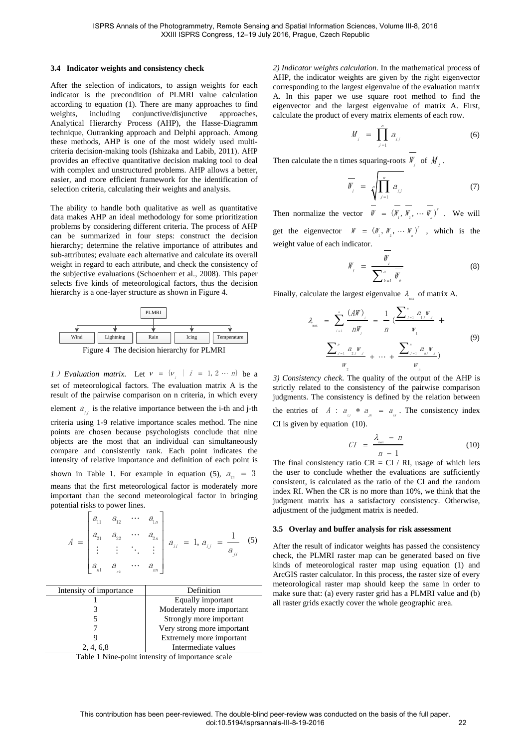### 3.4 Indicator weights and consistency check

After the selection of indicators, to assign weights for each indicator is the precondition of PLMRI value calculation according to equation (1). There are many approaches to find weights, including conjunctive/disjunctive approaches, Analytical Hierarchy Process (AHP), the Hasse-Diagramm technique, Outranking approach and Delphi approach. Among these methods, AHP is one of the most widely used multi-criteria decision-making tools (Ishizaka and Labib, 2011). AHP provides an effective quantitative decision making tool to deal with complex and unstructured problems. AHP allows a better, easier, and more efficient framework for the identification of selection criteria, calculating their weights and analysis.

The ability to handle both qualitative as well as quantitative data makes AHP an ideal methodology for some prioritization problems by considering different criteria. The process of AHP can be summarized in four steps: construct the decision hierarchy; determine the relative importance of attributes and sub-attributes; evaluate each alternative and calculate its overall weight in regard to each attribute, and check the consistency of the subjective evaluations (Schoenherr et al., 2008). This paper selects five kinds of meteorological factors, thus the decision hierarchy is a one-layer structure as shown in Figure 4.

PLMRI

Wind | Lightning | Rain | Icing | Temperature

Figure 4 The decision hierarchy for PLMRI

*1) Evaluation matrix.* Let $V = \{v_i \mid i = 1, 2 \cdots n\}$ be a set of meteorological factors. The evaluation matrix A is the result of the pairwise comparison on n criteria, in which every element $a_{ij}$ is the relative importance between the i-th and j-th criteria using 1-9 relative importance scales method. The nine points are chosen because psychologists conclude that nine objects are the most that an individual can simultaneously compare and consistently rank. Each point indicates the intensity of relative importance and definition of each point is shown in Table 1. For example in equation (5), $a_{12} = 3$ means that the first meteorological factor is moderately more important than the second meteorological factor in bringing potential risks to power lines.

$$A = \begin{bmatrix} a_{11} & a_{12} & \cdots & a_{1n} \\ a_{21} & a_{22} & \cdots & a_{2n} \\ \vdots & \vdots & \ddots & \vdots \\ a_{n1} & a_{n2} & \cdots & a_{nn} \end{bmatrix} \quad a_{ji} = 1, a_{ij} = \frac{1}{a_{ji}} \tag{5}$$

| Intensity of importance | Definition |
|---|---|
| 1 | Equally important |
| 3 | Moderately more important |
| 5 | Strongly more important |
| 7 | Very strong more important |
| 9 | Extremely more important |
| 2, 4, 6,8 | Intermediate values |

Table 1 Nine-point intensity of importance scale

*2) Indicator weights calculation.* In the mathematical process of AHP, the indicator weights are given by the right eigenvector corresponding to the largest eigenvalue of the evaluation matrix A. In this paper we use square root method to find the eigenvector and the largest eigenvalue of matrix A. First, calculate the product of every matrix elements of each row.

$$M_i = \prod_{j=1}^{n} a_{ij} \tag{6}$$

Then calculate the n times squaring-roots $\overline{W_i}$ of $M_i$.

$$\overline{W_i} = \sqrt[n]{\prod_{j=1}^{n} a_{ij}} \tag{7}$$

Then normalize the vector $\overline{W} = (\overline{W_1}, \overline{W_2}, \cdots \overline{W_n})^T$. We will get the eigenvector $W = (W_1, W_2, \cdots W_n)^T$, which is the weight value of each indicator.

$$W_i = \frac{\overline{W_i}}{\sum_{k=1}^{n} \overline{W_k}} \tag{8}$$

Finally, calculate the largest eigenvalue $\lambda_{max}$ of matrix A.

$$\lambda_{max} = \sum_{i=1}^{n} \frac{(AW)_i}{nW_i} = \frac{1}{n}\left(\frac{\sum_{j=1}^{n} a_{1j} w_j}{w_1} + \frac{\sum_{j=1}^{n} a_{2j} w_j}{w_2} + \cdots + \frac{\sum_{j=1}^{n} a_{nj} w_j}{w_n}\right) \tag{9}$$

*3) Consistency check.* The quality of the output of the AHP is strictly related to the consistency of the pairwise comparison judgments. The consistency is defined by the relation between the entries of $A$ : $a_{ij} * a_{jk} = a_{ik}$. The consistency index CI is given by equation (10).

$$CI = \frac{\lambda_{max} - n}{n - 1} \tag{10}$$

The final consistency ratio CR = CI / RI, usage of which lets the user to conclude whether the evaluations are sufficiently consistent, is calculated as the ratio of the CI and the random index RI. When the CR is no more than 10%, we think that the judgment matrix has a satisfactory consistency. Otherwise, adjustment of the judgment matrix is needed.

### 3.5 Overlay and buffer analysis for risk assessment

After the result of indicator weights has passed the consistency check, the PLMRI raster map can be generated based on five kinds of meteorological raster map using equation (1) and ArcGIS raster calculator. In this process, the raster size of every meteorological raster map should keep the same in order to make sure that: (a) every raster grid has a PLMRI value and (b) all raster grids exactly cover the whole geographic area.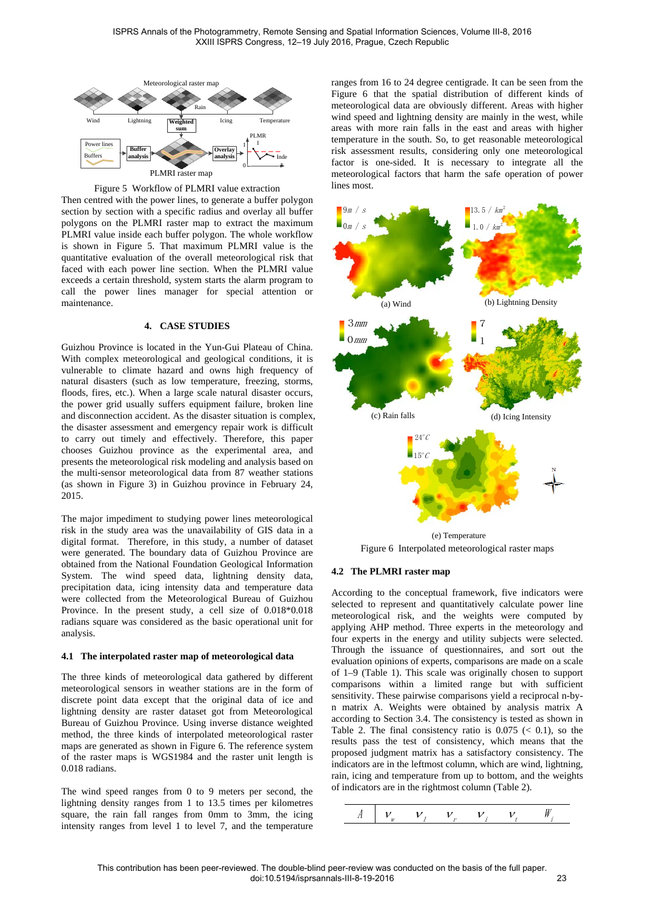Figure 5 Workflow of PLMRI value extraction

Then centred with the power lines, to generate a buffer polygon section by section with a specific radius and overlay all buffer polygons on the PLMRI raster map to extract the maximum PLMRI value inside each buffer polygon. The whole workflow is shown in Figure 5. That maximum PLMRI value is the quantitative evaluation of the overall meteorological risk that faced with each power line section. When the PLMRI value exceeds a certain threshold, system starts the alarm program to call the power lines manager for special attention or maintenance.

## 4. CASE STUDIES

Guizhou Province is located in the Yun-Gui Plateau of China. With complex meteorological and geological conditions, it is vulnerable to climate hazard and owns high frequency of natural disasters (such as low temperature, freezing, storms, floods, fires, etc.). When a large scale natural disaster occurs, the power grid usually suffers equipment failure, broken line and disconnection accident. As the disaster situation is complex, the disaster assessment and emergency repair work is difficult to carry out timely and effectively. Therefore, this paper chooses Guizhou province as the experimental area, and presents the meteorological risk modeling and analysis based on the multi-sensor meteorological data from 87 weather stations (as shown in Figure 3) in Guizhou province in February 24, 2015.

The major impediment to studying power lines meteorological risk in the study area was the unavailability of GIS data in a digital format. Therefore, in this study, a number of dataset were generated. The boundary data of Guizhou Province are obtained from the National Foundation Geological Information System. The wind speed data, lightning density data, precipitation data, icing intensity data and temperature data were collected from the Meteorological Bureau of Guizhou Province. In the present study, a cell size of 0.018*0.018 radians square was considered as the basic operational unit for analysis.

### 4.1 The interpolated raster map of meteorological data

The three kinds of meteorological data gathered by different meteorological sensors in weather stations are in the form of discrete point data except that the original data of ice and lightning density are raster dataset got from Meteorological Bureau of Guizhou Province. Using inverse distance weighted method, the three kinds of interpolated meteorological raster maps are generated as shown in Figure 6. The reference system of the raster maps is WGS1984 and the raster unit length is 0.018 radians.

The wind speed ranges from 0 to 9 meters per second, the lightning density ranges from 1 to 13.5 times per kilometres square, the rain fall ranges from 0mm to 3mm, the icing intensity ranges from level 1 to level 7, and the temperature ranges from 16 to 24 degree centigrade. It can be seen from the Figure 6 that the spatial distribution of different kinds of meteorological data are obviously different. Areas with higher wind speed and lightning density are mainly in the west, while areas with more rain falls in the east and areas with higher temperature in the south. So, to get reasonable meteorological risk assessment results, considering only one meteorological factor is one-sided. It is necessary to integrate all the meteorological factors that harm the safe operation of power lines most.

(a) Wind (b) Lightning Density (c) Rain falls (d) Icing Intensity (e) Temperature

Figure 6 Interpolated meteorological raster maps

### 4.2 The PLMRI raster map

According to the conceptual framework, five indicators were selected to represent and quantitatively calculate power line meteorological risk, and the weights were computed by applying AHP method. Three experts in the meteorology and four experts in the energy and utility subjects were selected. Through the issuance of questionnaires, and sort out the evaluation opinions of experts, comparisons are made on a scale of 1–9 (Table 1). This scale was originally chosen to support comparisons within a limited range but with sufficient sensitivity. These pairwise comparisons yield a reciprocal n-by-n matrix A. Weights were obtained by analysis matrix A according to Section 3.4. The consistency is tested as shown in Table 2. The final consistency ratio is 0.075 (< 0.1), so the results pass the test of consistency, which means that the proposed judgment matrix has a satisfactory consistency. The indicators are in the leftmost column, which are wind, lightning, rain, icing and temperature from up to bottom, and the weights of indicators are in the rightmost column (Table 2).

| $A$ | $v_w$ | $v_l$ | $v_r$ | $v_i$ | $v_t$ | $W_i$ |
|---|---|---|---|---|---|---|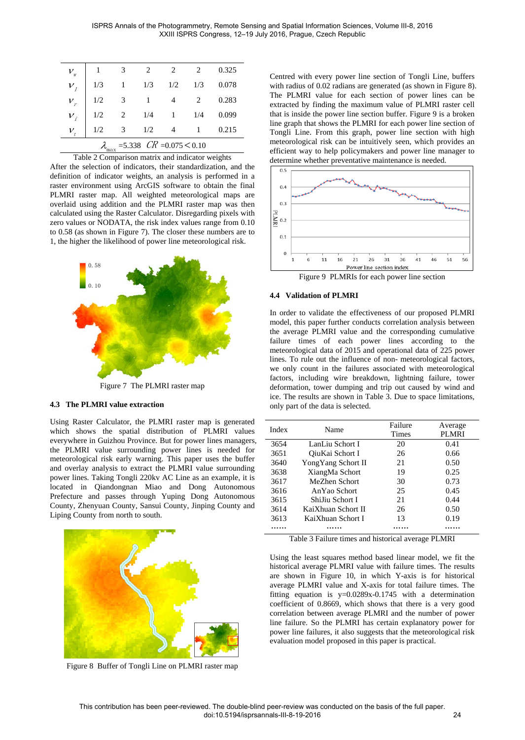| | | | | | | |
|---|---|---|---|---|---|---|
| $v_w$ | 1 | 3 | 2 | 2 | 2 | 0.325 |
| $v_I$ | 1/3 | 1 | 1/3 | 1/2 | 1/3 | 0.078 |
| $v_r$ | 1/2 | 3 | 1 | 4 | 2 | 0.283 |
| $v_i$ | 1/2 | 2 | 1/4 | 1 | 1/4 | 0.099 |
| $v_t$ | 1/2 | 3 | 1/2 | 4 | 1 | 0.215 |

$\lambda_{max}$ =5.338 $CR$ =0.075 < 0.10

Table 2 Comparison matrix and indicator weights

After the selection of indicators, their standardization, and the definition of indicator weights, an analysis is performed in a raster environment using ArcGIS software to obtain the final PLMRI raster map. All weighted meteorological maps are overlaid using addition and the PLMRI raster map was then calculated using the Raster Calculator. Disregarding pixels with zero values or NODATA, the risk index values range from 0.10 to 0.58 (as shown in Figure 7). The closer these numbers are to 1, the higher the likelihood of power line meteorological risk.

Figure 7 The PLMRI raster map

### 4.3 The PLMRI value extraction

Using Raster Calculator, the PLMRI raster map is generated which shows the spatial distribution of PLMRI values everywhere in Guizhou Province. But for power lines managers, the PLMRI value surrounding power lines is needed for meteorological risk early warning. This paper uses the buffer and overlay analysis to extract the PLMRI value surrounding power lines. Taking Tongli 220kv AC Line as an example, it is located in Qiandongnan Miao and Dong Autonomous Prefecture and passes through Yuping Dong Autonomous County, Zhenyuan County, Sansui County, Jinping County and Liping County from north to south.

Figure 8 Buffer of Tongli Line on PLMRI raster map

Centred with every power line section of Tongli Line, buffers with radius of 0.02 radians are generated (as shown in Figure 8). The PLMRI value for each section of power lines can be extracted by finding the maximum value of PLMRI raster cell that is inside the power line section buffer. Figure 9 is a broken line graph that shows the PLMRI for each power line section of Tongli Line. From this graph, power line section with high meteorological risk can be intuitively seen, which provides an efficient way to help policymakers and power line manager to determine whether preventative maintenance is needed.

Figure 9 PLMRIs for each power line section

### 4.4 Validation of PLMRI

In order to validate the effectiveness of our proposed PLMRI model, this paper further conducts correlation analysis between the average PLMRI value and the corresponding cumulative failure times of each power lines according to the meteorological data of 2015 and operational data of 225 power lines. To rule out the influence of non- meteorological factors, we only count in the failures associated with meteorological factors, including wire breakdown, lightning failure, tower deformation, tower dumping and trip out caused by wind and ice. The results are shown in Table 3. Due to space limitations, only part of the data is selected.

| Index | Name | Failure Times | Average PLMRI |
|---|---|---|---|
| 3654 | LanLiu Schort I | 20 | 0.41 |
| 3651 | QiuKai Schort I | 26 | 0.66 |
| 3640 | YongYang Schort II | 21 | 0.50 |
| 3638 | XiangMa Schort | 19 | 0.25 |
| 3617 | MeZhen Schort | 30 | 0.73 |
| 3616 | AnYao Schort | 25 | 0.45 |
| 3615 | ShiJiu Schort I | 21 | 0.44 |
| 3614 | KaiXhuan Schort II | 26 | 0.50 |
| 3613 | KaiXhuan Schort I | 13 | 0.19 |
| …… | …… | …… | …… |

Table 3 Failure times and historical average PLMRI

Using the least squares method based linear model, we fit the historical average PLMRI value with failure times. The results are shown in Figure 10, in which Y-axis is for historical average PLMRI value and X-axis for total failure times. The fitting equation is y=0.0289x-0.1745 with a determination coefficient of 0.8669, which shows that there is a very good correlation between average PLMRI and the number of power line failure. So the PLMRI has certain explanatory power for power line failures, it also suggests that the meteorological risk evaluation model proposed in this paper is practical.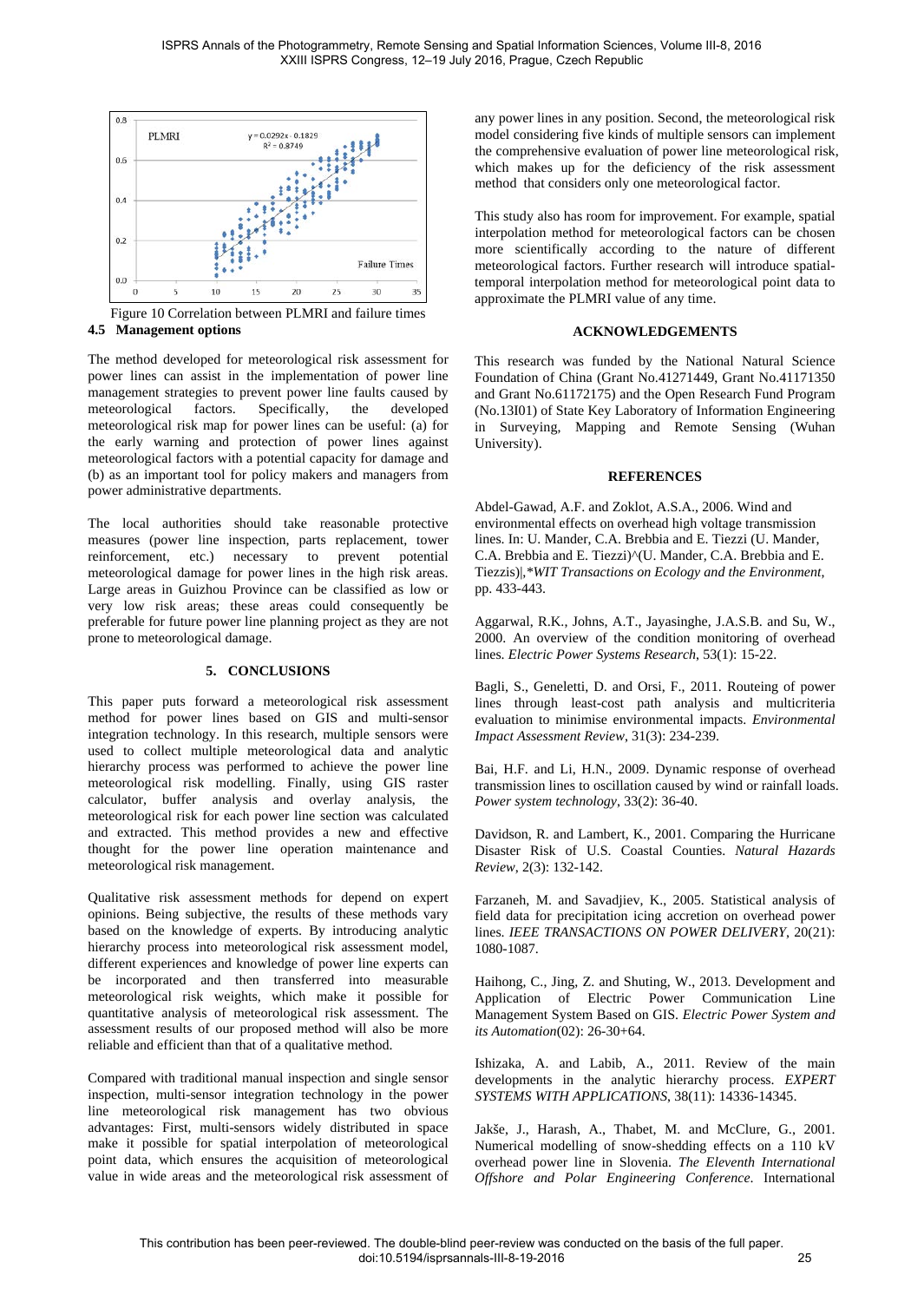Figure 10 Correlation between PLMRI and failure times

### 4.5 Management options

The method developed for meteorological risk assessment for power lines can assist in the implementation of power line management strategies to prevent power line faults caused by meteorological factors. Specifically, the developed meteorological risk map for power lines can be useful: (a) for the early warning and protection of power lines against meteorological factors with a potential capacity for damage and (b) as an important tool for policy makers and managers from power administrative departments.

The local authorities should take reasonable protective measures (power line inspection, parts replacement, tower reinforcement, etc.) necessary to prevent potential meteorological damage for power lines in the high risk areas. Large areas in Guizhou Province can be classified as low or very low risk areas; these areas could consequently be preferable for future power line planning project as they are not prone to meteorological damage.

## 5. CONCLUSIONS

This paper puts forward a meteorological risk assessment method for power lines based on GIS and multi-sensor integration technology. In this research, multiple sensors were used to collect multiple meteorological data and analytic hierarchy process was performed to achieve the power line meteorological risk modelling. Finally, using GIS raster calculator, buffer analysis and overlay analysis, the meteorological risk for each power line section was calculated and extracted. This method provides a new and effective thought for the power line operation maintenance and meteorological risk management.

Qualitative risk assessment methods for depend on expert opinions. Being subjective, the results of these methods vary based on the knowledge of experts. By introducing analytic hierarchy process into meteorological risk assessment model, different experiences and knowledge of power line experts can be incorporated and then transferred into measurable meteorological risk weights, which make it possible for quantitative analysis of meteorological risk assessment. The assessment results of our proposed method will also be more reliable and efficient than that of a qualitative method.

Compared with traditional manual inspection and single sensor inspection, multi-sensor integration technology in the power line meteorological risk management has two obvious advantages: First, multi-sensors widely distributed in space make it possible for spatial interpolation of meteorological point data, which ensures the acquisition of meteorological value in wide areas and the meteorological risk assessment of any power lines in any position. Second, the meteorological risk model considering five kinds of multiple sensors can implement the comprehensive evaluation of power line meteorological risk, which makes up for the deficiency of the risk assessment method that considers only one meteorological factor.

This study also has room for improvement. For example, spatial interpolation method for meteorological factors can be chosen more scientifically according to the nature of different meteorological factors. Further research will introduce spatial-temporal interpolation method for meteorological point data to approximate the PLMRI value of any time.

## ACKNOWLEDGEMENTS

This research was funded by the National Natural Science Foundation of China (Grant No.41271449, Grant No.41171350 and Grant No.61172175) and the Open Research Fund Program (No.13I01) of State Key Laboratory of Information Engineering in Surveying, Mapping and Remote Sensing (Wuhan University).

## REFERENCES

Abdel-Gawad, A.F. and Zoklot, A.S.A., 2006. Wind and environmental effects on overhead high voltage transmission lines. In: U. Mander, C.A. Brebbia and E. Tiezzi (U. Mander, C.A. Brebbia and E. Tiezzi)^(U. Mander, C.A. Brebbia and E. Tiezzis)|,**WIT Transactions on Ecology and the Environment*, pp. 433-443.

Aggarwal, R.K., Johns, A.T., Jayasinghe, J.A.S.B. and Su, W., 2000. An overview of the condition monitoring of overhead lines. *Electric Power Systems Research*, 53(1): 15-22.

Bagli, S., Geneletti, D. and Orsi, F., 2011. Routeing of power lines through least-cost path analysis and multicriteria evaluation to minimise environmental impacts. *Environmental Impact Assessment Review*, 31(3): 234-239.

Bai, H.F. and Li, H.N., 2009. Dynamic response of overhead transmission lines to oscillation caused by wind or rainfall loads. *Power system technology*, 33(2): 36-40.

Davidson, R. and Lambert, K., 2001. Comparing the Hurricane Disaster Risk of U.S. Coastal Counties. *Natural Hazards Review*, 2(3): 132-142.

Farzaneh, M. and Savadjiev, K., 2005. Statistical analysis of field data for precipitation icing accretion on overhead power lines. *IEEE TRANSACTIONS ON POWER DELIVERY*, 20(21): 1080-1087.

Haihong, C., Jing, Z. and Shuting, W., 2013. Development and Application of Electric Power Communication Line Management System Based on GIS. *Electric Power System and its Automation*(02): 26-30+64.

Ishizaka, A. and Labib, A., 2011. Review of the main developments in the analytic hierarchy process. *EXPERT SYSTEMS WITH APPLICATIONS*, 38(11): 14336-14345.

Jakše, J., Harash, A., Thabet, M. and McClure, G., 2001. Numerical modelling of snow-shedding effects on a 110 kV overhead power line in Slovenia. *The Eleventh International Offshore and Polar Engineering Conference*. International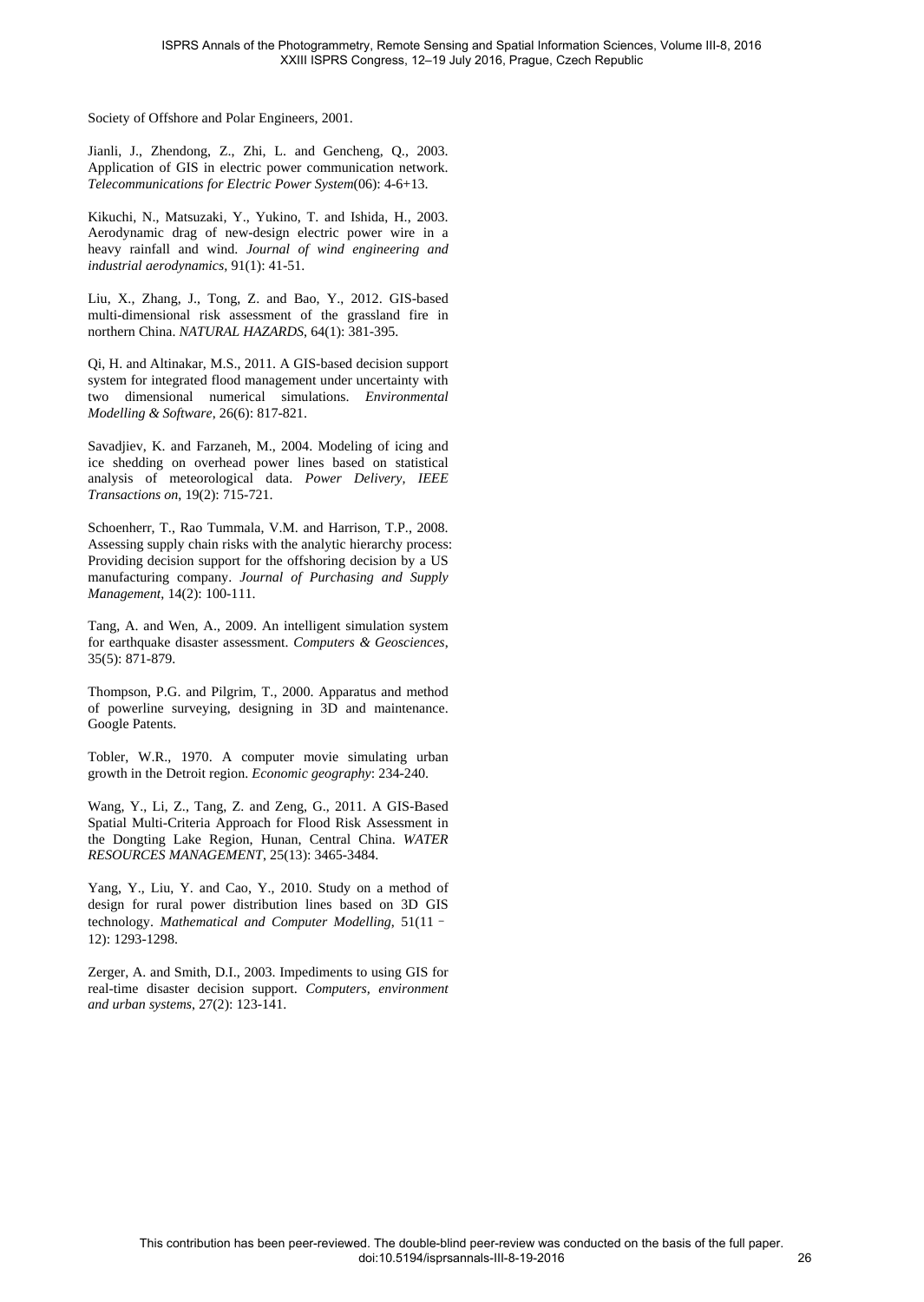Society of Offshore and Polar Engineers, 2001.

Jianli, J., Zhendong, Z., Zhi, L. and Gencheng, Q., 2003. Application of GIS in electric power communication network. *Telecommunications for Electric Power System*(06): 4-6+13.

Kikuchi, N., Matsuzaki, Y., Yukino, T. and Ishida, H., 2003. Aerodynamic drag of new-design electric power wire in a heavy rainfall and wind. *Journal of wind engineering and industrial aerodynamics*, 91(1): 41-51.

Liu, X., Zhang, J., Tong, Z. and Bao, Y., 2012. GIS-based multi-dimensional risk assessment of the grassland fire in northern China. *NATURAL HAZARDS*, 64(1): 381-395.

Qi, H. and Altinakar, M.S., 2011. A GIS-based decision support system for integrated flood management under uncertainty with two dimensional numerical simulations. *Environmental Modelling & Software*, 26(6): 817-821.

Savadjiev, K. and Farzaneh, M., 2004. Modeling of icing and ice shedding on overhead power lines based on statistical analysis of meteorological data. *Power Delivery, IEEE Transactions on*, 19(2): 715-721.

Schoenherr, T., Rao Tummala, V.M. and Harrison, T.P., 2008. Assessing supply chain risks with the analytic hierarchy process: Providing decision support for the offshoring decision by a US manufacturing company. *Journal of Purchasing and Supply Management*, 14(2): 100-111.

Tang, A. and Wen, A., 2009. An intelligent simulation system for earthquake disaster assessment. *Computers & Geosciences*, 35(5): 871-879.

Thompson, P.G. and Pilgrim, T., 2000. Apparatus and method of powerline surveying, designing in 3D and maintenance. Google Patents.

Tobler, W.R., 1970. A computer movie simulating urban growth in the Detroit region. *Economic geography*: 234-240.

Wang, Y., Li, Z., Tang, Z. and Zeng, G., 2011. A GIS-Based Spatial Multi-Criteria Approach for Flood Risk Assessment in the Dongting Lake Region, Hunan, Central China. *WATER RESOURCES MANAGEMENT*, 25(13): 3465-3484.

Yang, Y., Liu, Y. and Cao, Y., 2010. Study on a method of design for rural power distribution lines based on 3D GIS technology. *Mathematical and Computer Modelling*, 51(11–12): 1293-1298.

Zerger, A. and Smith, D.I., 2003. Impediments to using GIS for real-time disaster decision support. *Computers, environment and urban systems*, 27(2): 123-141.